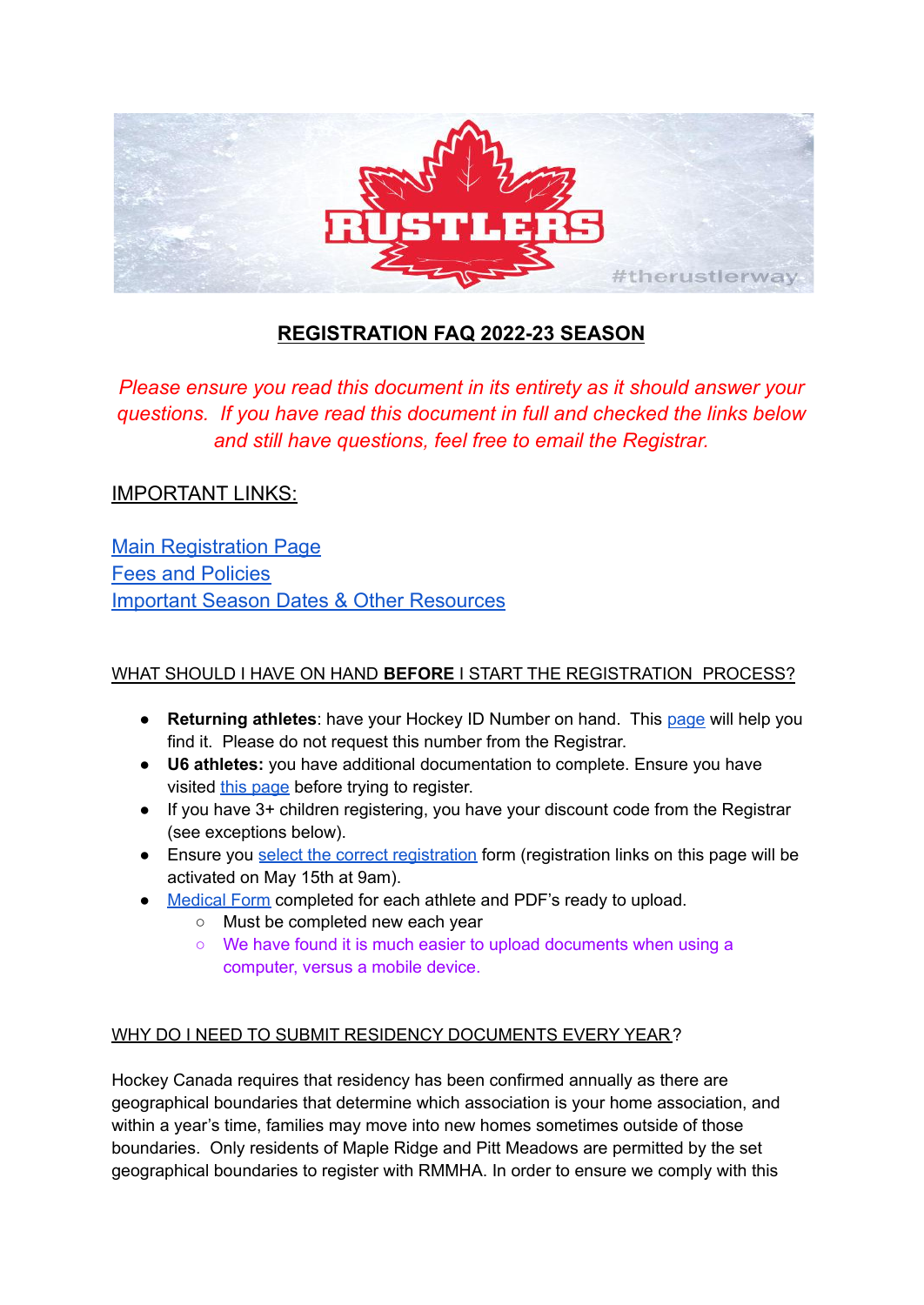## REGISTRATION FAQ 2022-23 SEASON

*Please ensure you read this document in its entirety as it should answer your questions. If you have read this document in full and checked the links below and still have questions, feel free to email the Registrar.*

IMPORTANT LINKS:

[Main Registration Page]
[Fees and Policies]
[Important Season Dates & Other Resources]

### WHAT SHOULD I HAVE ON HAND **BEFORE** I START THE REGISTRATION PROCESS?

- **Returning athletes**: have your Hockey ID Number on hand. This page will help you find it. Please do not request this number from the Registrar.
- **U6 athletes:** you have additional documentation to complete. Ensure you have visited this page before trying to register.
- If you have 3+ children registering, you have your discount code from the Registrar (see exceptions below).
- Ensure you select the correct registration form (registration links on this page will be activated on May 15th at 9am).
- Medical Form completed for each athlete and PDF's ready to upload.
  - Must be completed new each year
  - We have found it is much easier to upload documents when using a computer, versus a mobile device.

### WHY DO I NEED TO SUBMIT RESIDENCY DOCUMENTS EVERY YEAR?

Hockey Canada requires that residency has been confirmed annually as there are geographical boundaries that determine which association is your home association, and within a year's time, families may move into new homes sometimes outside of those boundaries. Only residents of Maple Ridge and Pitt Meadows are permitted by the set geographical boundaries to register with RMMHA. In order to ensure we comply with this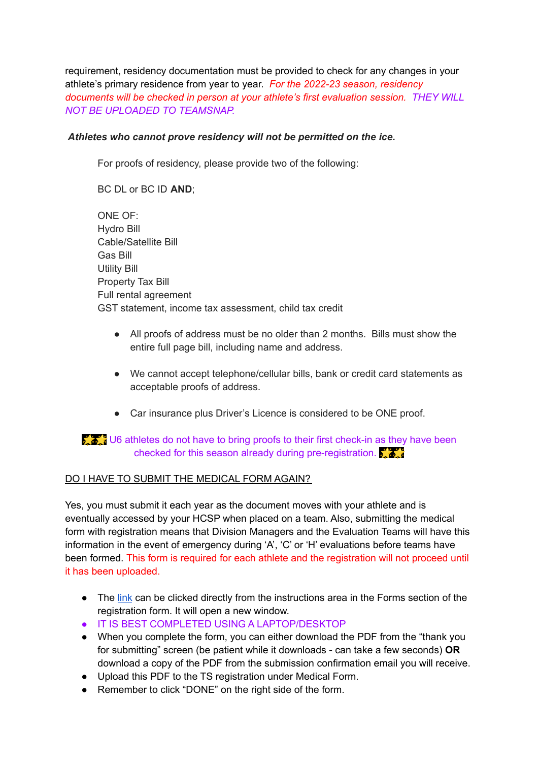requirement, residency documentation must be provided to check for any changes in your athlete's primary residence from year to year. *For the 2022-23 season, residency documents will be checked in person at your athlete's first evaluation session. THEY WILL NOT BE UPLOADED TO TEAMSNAP.*

***Athletes who cannot prove residency will not be permitted on the ice.***

For proofs of residency, please provide two of the following:

BC DL or BC ID **AND**;

ONE OF:
Hydro Bill
Cable/Satellite Bill
Gas Bill
Utility Bill
Property Tax Bill
Full rental agreement
GST statement, income tax assessment, child tax credit

- All proofs of address must be no older than 2 months. Bills must show the entire full page bill, including name and address.
- We cannot accept telephone/cellular bills, bank or credit card statements as acceptable proofs of address.
- Car insurance plus Driver's Licence is considered to be ONE proof.

🌟 U6 athletes do not have to bring proofs to their first check-in as they have been checked for this season already during pre-registration. 🌟

DO I HAVE TO SUBMIT THE MEDICAL FORM AGAIN?

Yes, you must submit it each year as the document moves with your athlete and is eventually accessed by your HCSP when placed on a team. Also, submitting the medical form with registration means that Division Managers and the Evaluation Teams will have this information in the event of emergency during 'A', 'C' or 'H' evaluations before teams have been formed. This form is required for each athlete and the registration will not proceed until it has been uploaded.

- The link can be clicked directly from the instructions area in the Forms section of the registration form. It will open a new window.
- IT IS BEST COMPLETED USING A LAPTOP/DESKTOP
- When you complete the form, you can either download the PDF from the "thank you for submitting" screen (be patient while it downloads - can take a few seconds) **OR** download a copy of the PDF from the submission confirmation email you will receive.
- Upload this PDF to the TS registration under Medical Form.
- Remember to click "DONE" on the right side of the form.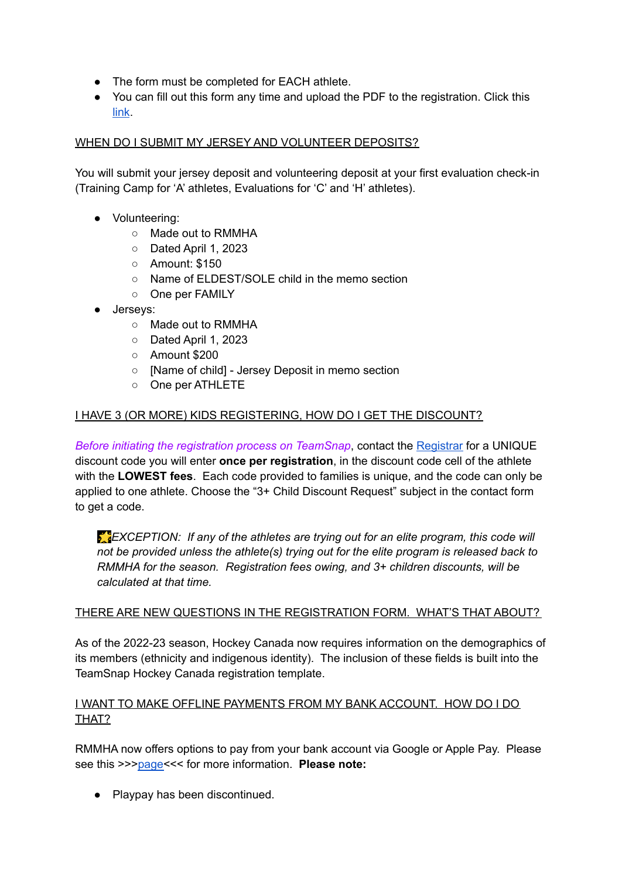- The form must be completed for EACH athlete.
- You can fill out this form any time and upload the PDF to the registration. Click this [link](#).

WHEN DO I SUBMIT MY JERSEY AND VOLUNTEER DEPOSITS?

You will submit your jersey deposit and volunteering deposit at your first evaluation check-in (Training Camp for 'A' athletes, Evaluations for 'C' and 'H' athletes).

- Volunteering:
  - Made out to RMMHA
  - Dated April 1, 2023
  - Amount: $150
  - Name of ELDEST/SOLE child in the memo section
  - One per FAMILY
- Jerseys:
  - Made out to RMMHA
  - Dated April 1, 2023
  - Amount $200
  - [Name of child] - Jersey Deposit in memo section
  - One per ATHLETE

I HAVE 3 (OR MORE) KIDS REGISTERING, HOW DO I GET THE DISCOUNT?

*Before initiating the registration process on TeamSnap*, contact the [Registrar](#) for a UNIQUE discount code you will enter **once per registration**, in the discount code cell of the athlete with the **LOWEST fees**. Each code provided to families is unique, and the code can only be applied to one athlete. Choose the "3+ Child Discount Request" subject in the contact form to get a code.

> 🌟*EXCEPTION: If any of the athletes are trying out for an elite program, this code will not be provided unless the athlete(s) trying out for the elite program is released back to RMMHA for the season. Registration fees owing, and 3+ children discounts, will be calculated at that time.*

THERE ARE NEW QUESTIONS IN THE REGISTRATION FORM. WHAT'S THAT ABOUT?

As of the 2022-23 season, Hockey Canada now requires information on the demographics of its members (ethnicity and indigenous identity). The inclusion of these fields is built into the TeamSnap Hockey Canada registration template.

I WANT TO MAKE OFFLINE PAYMENTS FROM MY BANK ACCOUNT. HOW DO I DO THAT?

RMMHA now offers options to pay from your bank account via Google or Apple Pay. Please see this >>>[page](#)<<< for more information. **Please note:**

- Playpay has been discontinued.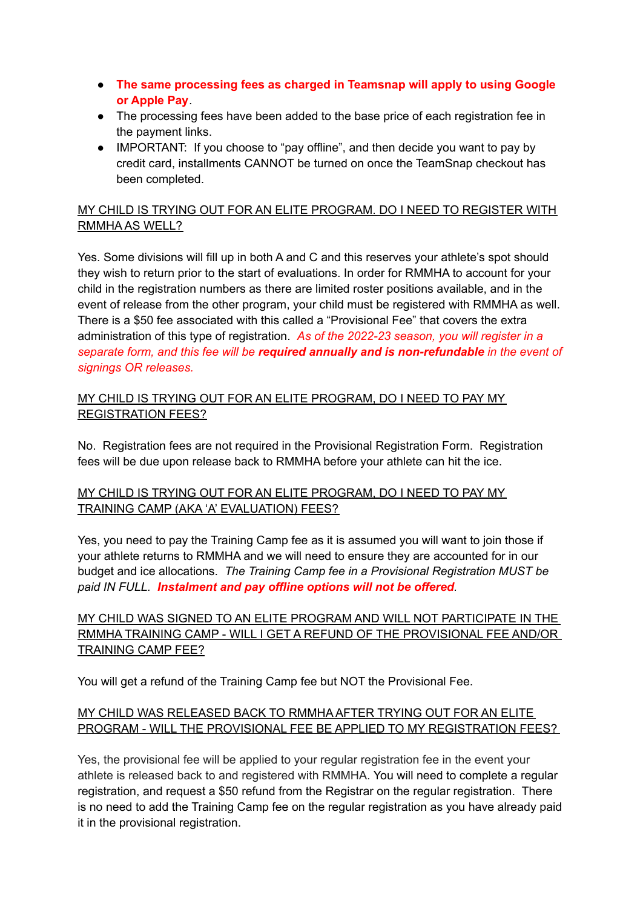- **The same processing fees as charged in Teamsnap will apply to using Google or Apple Pay**.
- The processing fees have been added to the base price of each registration fee in the payment links.
- IMPORTANT: If you choose to "pay offline", and then decide you want to pay by credit card, installments CANNOT be turned on once the TeamSnap checkout has been completed.

MY CHILD IS TRYING OUT FOR AN ELITE PROGRAM. DO I NEED TO REGISTER WITH RMMHA AS WELL?

Yes. Some divisions will fill up in both A and C and this reserves your athlete's spot should they wish to return prior to the start of evaluations. In order for RMMHA to account for your child in the registration numbers as there are limited roster positions available, and in the event of release from the other program, your child must be registered with RMMHA as well. There is a $50 fee associated with this called a "Provisional Fee" that covers the extra administration of this type of registration. *As of the 2022-23 season, you will register in a separate form, and this fee will be **required annually and is non-refundable** in the event of signings OR releases.*

MY CHILD IS TRYING OUT FOR AN ELITE PROGRAM, DO I NEED TO PAY MY REGISTRATION FEES?

No. Registration fees are not required in the Provisional Registration Form. Registration fees will be due upon release back to RMMHA before your athlete can hit the ice.

MY CHILD IS TRYING OUT FOR AN ELITE PROGRAM, DO I NEED TO PAY MY TRAINING CAMP (AKA 'A' EVALUATION) FEES?

Yes, you need to pay the Training Camp fee as it is assumed you will want to join those if your athlete returns to RMMHA and we will need to ensure they are accounted for in our budget and ice allocations. *The Training Camp fee in a Provisional Registration MUST be paid IN FULL. **Instalment and pay offline options will not be offered**.*

MY CHILD WAS SIGNED TO AN ELITE PROGRAM AND WILL NOT PARTICIPATE IN THE RMMHA TRAINING CAMP - WILL I GET A REFUND OF THE PROVISIONAL FEE AND/OR TRAINING CAMP FEE?

You will get a refund of the Training Camp fee but NOT the Provisional Fee.

MY CHILD WAS RELEASED BACK TO RMMHA AFTER TRYING OUT FOR AN ELITE PROGRAM - WILL THE PROVISIONAL FEE BE APPLIED TO MY REGISTRATION FEES?

Yes, the provisional fee will be applied to your regular registration fee in the event your athlete is released back to and registered with RMMHA. You will need to complete a regular registration, and request a $50 refund from the Registrar on the regular registration. There is no need to add the Training Camp fee on the regular registration as you have already paid it in the provisional registration.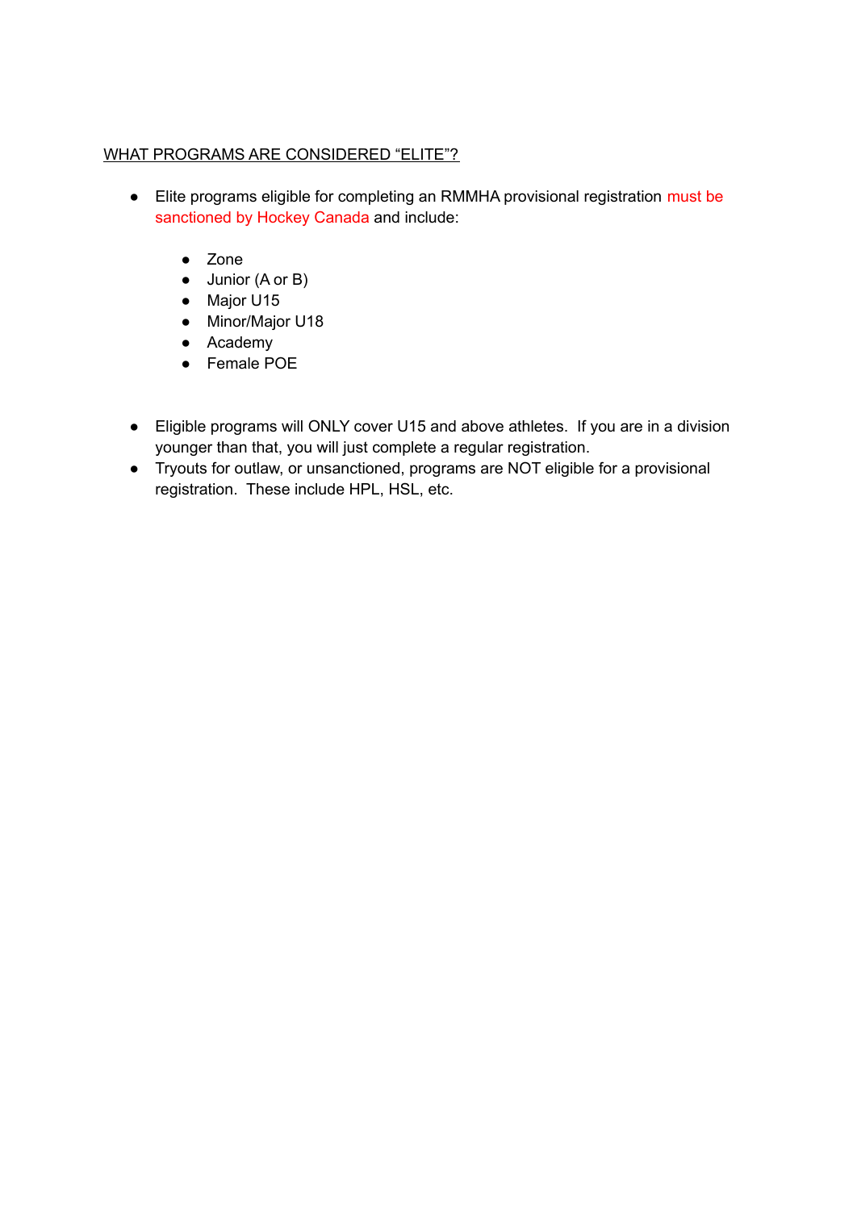## WHAT PROGRAMS ARE CONSIDERED "ELITE"?

- Elite programs eligible for completing an RMMHA provisional registration must be sanctioned by Hockey Canada and include:
  - Zone
  - Junior (A or B)
  - Major U15
  - Minor/Major U18
  - Academy
  - Female POE

- Eligible programs will ONLY cover U15 and above athletes. If you are in a division younger than that, you will just complete a regular registration.
- Tryouts for outlaw, or unsanctioned, programs are NOT eligible for a provisional registration. These include HPL, HSL, etc.